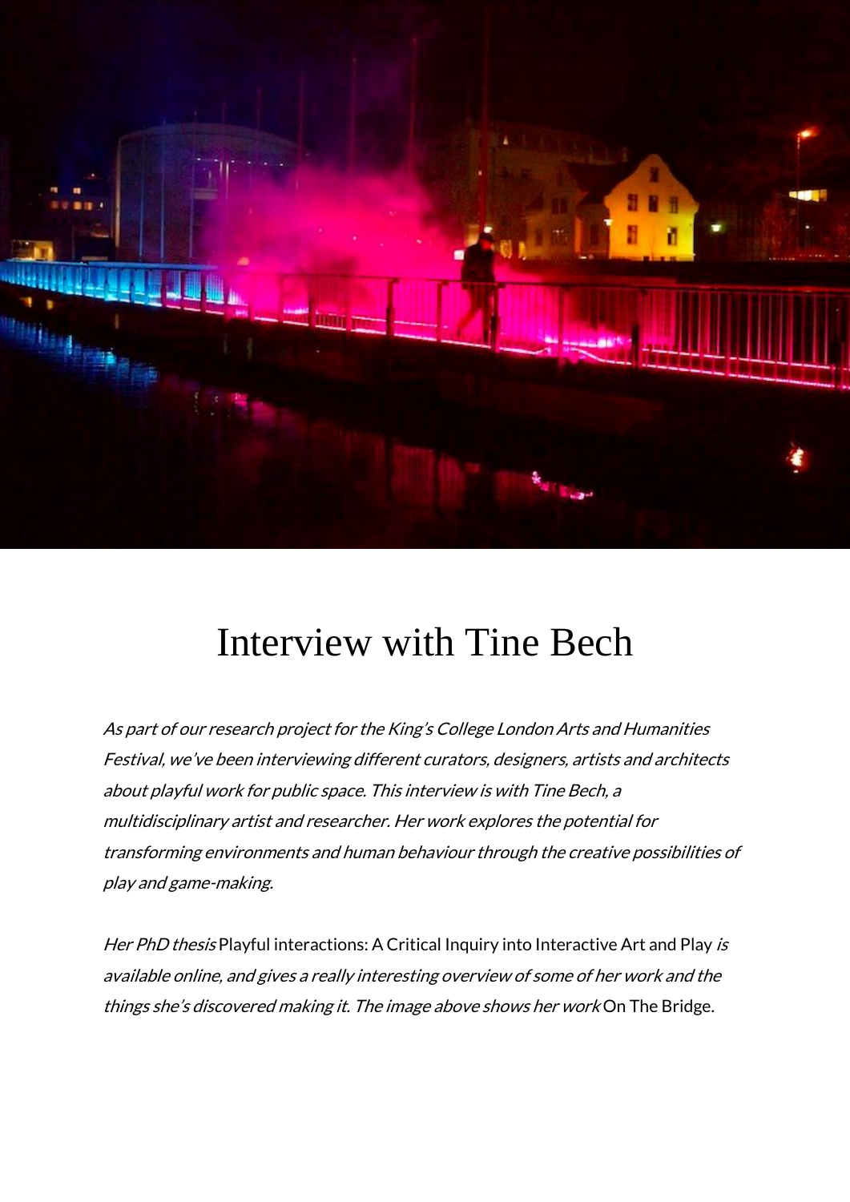# Interview with Tine Bech

*As part of our research project for the King's College London Arts and Humanities Festival, we've been interviewing different curators, designers, artists and architects about playful work for public space. This interview is with Tine Bech, a multidisciplinary artist and researcher. Her work explores the potential for transforming environments and human behaviour through the creative possibilities of play and game-making.*

*Her PhD thesis* Playful interactions: A Critical Inquiry into Interactive Art and Play *is available online, and gives a really interesting overview of some of her work and the things she's discovered making it. The image above shows her work* On The Bridge.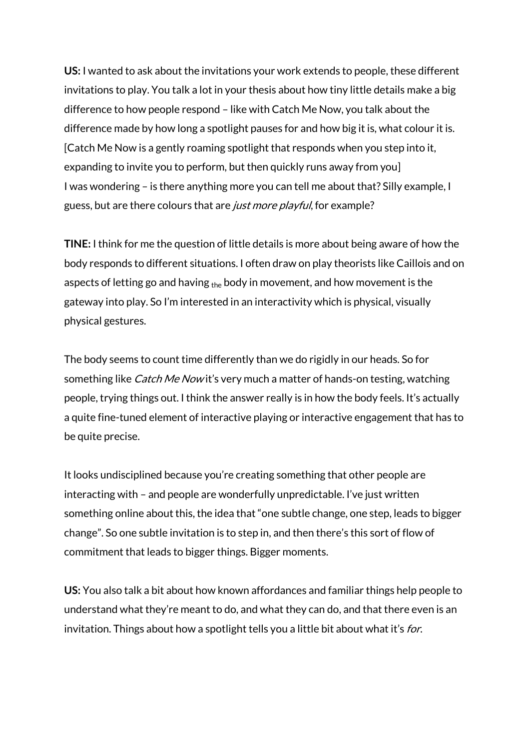**US:** I wanted to ask about the invitations your work extends to people, these different invitations to play. You talk a lot in your thesis about how tiny little details make a big difference to how people respond – like with Catch Me Now, you talk about the difference made by how long a spotlight pauses for and how big it is, what colour it is. [Catch Me Now is a gently roaming spotlight that responds when you step into it, expanding to invite you to perform, but then quickly runs away from you]
I was wondering – is there anything more you can tell me about that? Silly example, I guess, but are there colours that are *just more playful*, for example?

**TINE:** I think for me the question of little details is more about being aware of how the body responds to different situations. I often draw on play theorists like Caillois and on aspects of letting go and having the body in movement, and how movement is the gateway into play. So I'm interested in an interactivity which is physical, visually physical gestures.

The body seems to count time differently than we do rigidly in our heads. So for something like *Catch Me Now* it's very much a matter of hands-on testing, watching people, trying things out. I think the answer really is in how the body feels. It's actually a quite fine-tuned element of interactive playing or interactive engagement that has to be quite precise.

It looks undisciplined because you're creating something that other people are interacting with – and people are wonderfully unpredictable. I've just written something online about this, the idea that "one subtle change, one step, leads to bigger change". So one subtle invitation is to step in, and then there's this sort of flow of commitment that leads to bigger things. Bigger moments.

**US:** You also talk a bit about how known affordances and familiar things help people to understand what they're meant to do, and what they can do, and that there even is an invitation. Things about how a spotlight tells you a little bit about what it's *for*.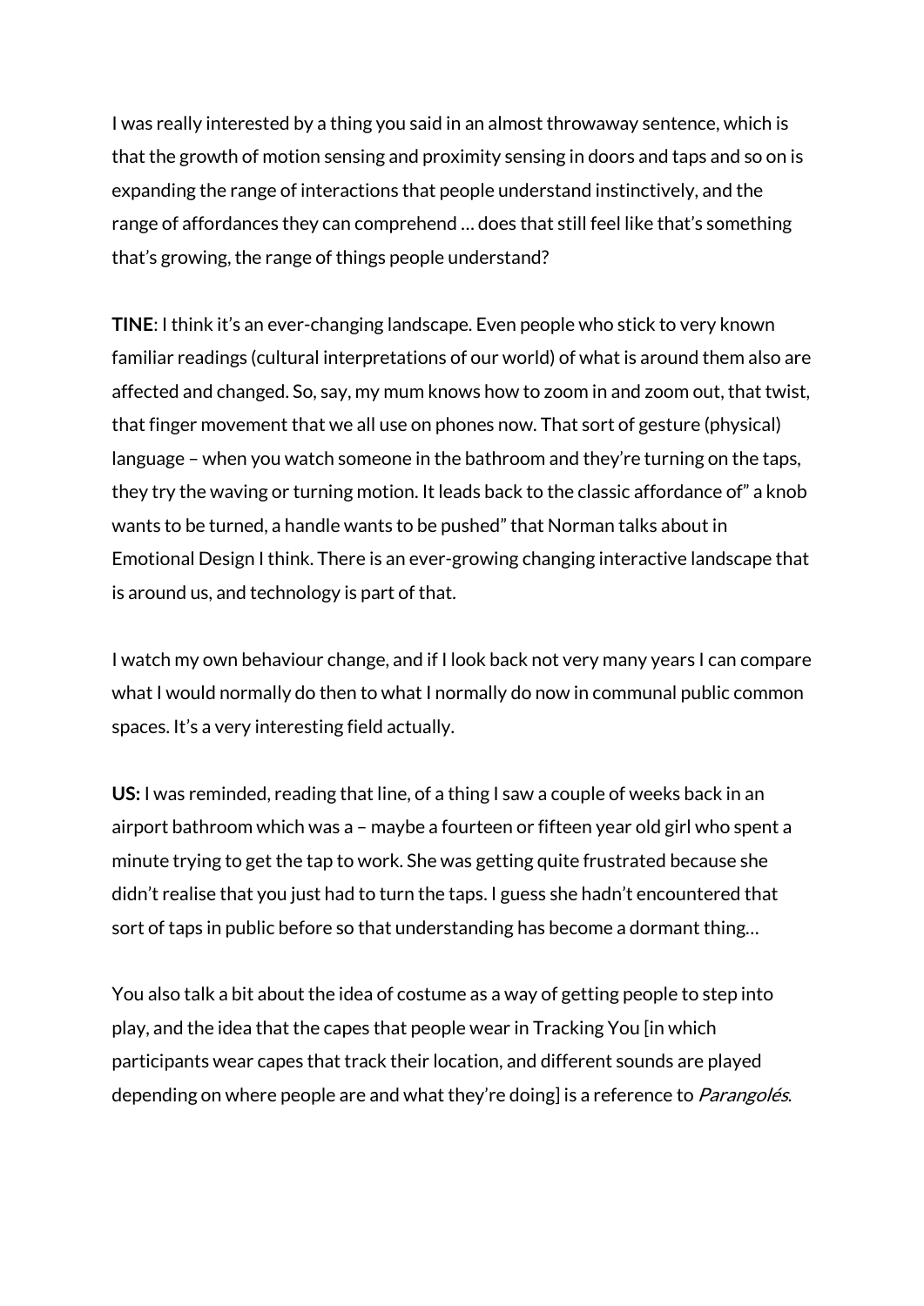I was really interested by a thing you said in an almost throwaway sentence, which is that the growth of motion sensing and proximity sensing in doors and taps and so on is expanding the range of interactions that people understand instinctively, and the range of affordances they can comprehend … does that still feel like that's something that's growing, the range of things people understand?

**TINE**: I think it's an ever-changing landscape. Even people who stick to very known familiar readings (cultural interpretations of our world) of what is around them also are affected and changed. So, say, my mum knows how to zoom in and zoom out, that twist, that finger movement that we all use on phones now. That sort of gesture (physical) language – when you watch someone in the bathroom and they're turning on the taps, they try the waving or turning motion. It leads back to the classic affordance of" a knob wants to be turned, a handle wants to be pushed" that Norman talks about in Emotional Design I think. There is an ever-growing changing interactive landscape that is around us, and technology is part of that.

I watch my own behaviour change, and if I look back not very many years I can compare what I would normally do then to what I normally do now in communal public common spaces. It's a very interesting field actually.

**US:** I was reminded, reading that line, of a thing I saw a couple of weeks back in an airport bathroom which was a – maybe a fourteen or fifteen year old girl who spent a minute trying to get the tap to work. She was getting quite frustrated because she didn't realise that you just had to turn the taps. I guess she hadn't encountered that sort of taps in public before so that understanding has become a dormant thing…

You also talk a bit about the idea of costume as a way of getting people to step into play, and the idea that the capes that people wear in Tracking You [in which participants wear capes that track their location, and different sounds are played depending on where people are and what they're doing] is a reference to *Parangolés*.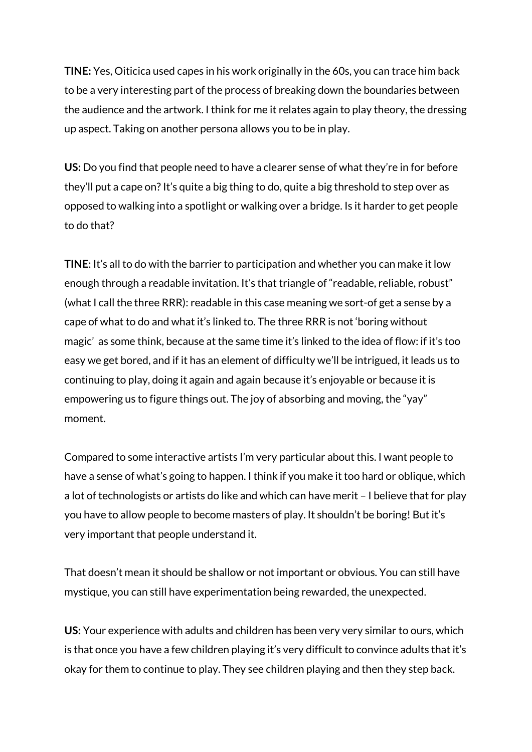**TINE:** Yes, Oiticica used capes in his work originally in the 60s, you can trace him back to be a very interesting part of the process of breaking down the boundaries between the audience and the artwork. I think for me it relates again to play theory, the dressing up aspect. Taking on another persona allows you to be in play.

**US:** Do you find that people need to have a clearer sense of what they're in for before they'll put a cape on? It's quite a big thing to do, quite a big threshold to step over as opposed to walking into a spotlight or walking over a bridge. Is it harder to get people to do that?

**TINE**: It's all to do with the barrier to participation and whether you can make it low enough through a readable invitation. It's that triangle of "readable, reliable, robust" (what I call the three RRR): readable in this case meaning we sort-of get a sense by a cape of what to do and what it's linked to. The three RRR is not 'boring without magic' as some think, because at the same time it's linked to the idea of flow: if it's too easy we get bored, and if it has an element of difficulty we'll be intrigued, it leads us to continuing to play, doing it again and again because it's enjoyable or because it is empowering us to figure things out. The joy of absorbing and moving, the "yay" moment.

Compared to some interactive artists I'm very particular about this. I want people to have a sense of what's going to happen. I think if you make it too hard or oblique, which a lot of technologists or artists do like and which can have merit – I believe that for play you have to allow people to become masters of play. It shouldn't be boring! But it's very important that people understand it.

That doesn't mean it should be shallow or not important or obvious. You can still have mystique, you can still have experimentation being rewarded, the unexpected.

**US:** Your experience with adults and children has been very very similar to ours, which is that once you have a few children playing it's very difficult to convince adults that it's okay for them to continue to play. They see children playing and then they step back.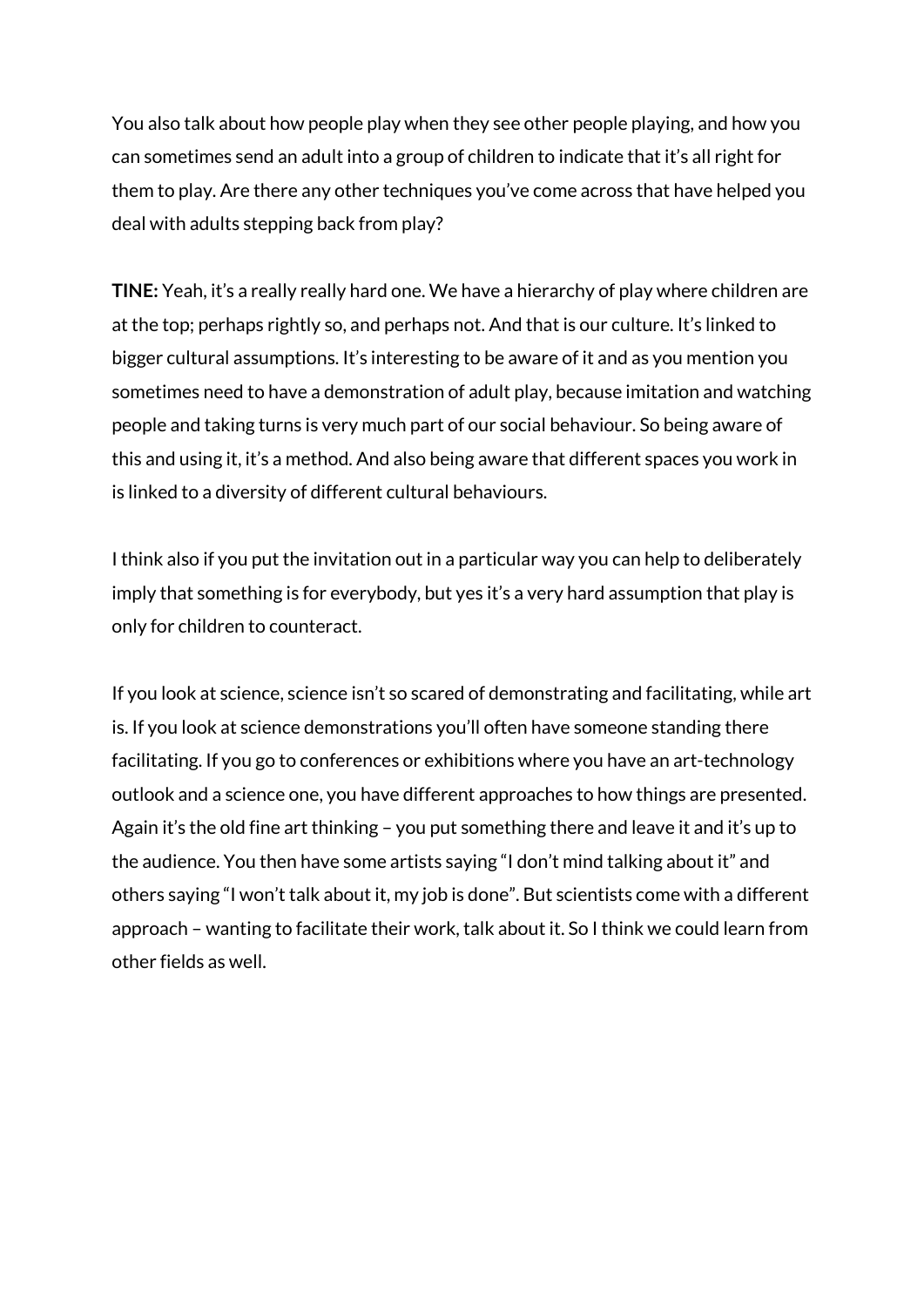You also talk about how people play when they see other people playing, and how you can sometimes send an adult into a group of children to indicate that it's all right for them to play. Are there any other techniques you've come across that have helped you deal with adults stepping back from play?

**TINE:** Yeah, it's a really really hard one. We have a hierarchy of play where children are at the top; perhaps rightly so, and perhaps not. And that is our culture. It's linked to bigger cultural assumptions. It's interesting to be aware of it and as you mention you sometimes need to have a demonstration of adult play, because imitation and watching people and taking turns is very much part of our social behaviour. So being aware of this and using it, it's a method. And also being aware that different spaces you work in is linked to a diversity of different cultural behaviours.

I think also if you put the invitation out in a particular way you can help to deliberately imply that something is for everybody, but yes it's a very hard assumption that play is only for children to counteract.

If you look at science, science isn't so scared of demonstrating and facilitating, while art is. If you look at science demonstrations you'll often have someone standing there facilitating. If you go to conferences or exhibitions where you have an art-technology outlook and a science one, you have different approaches to how things are presented. Again it's the old fine art thinking – you put something there and leave it and it's up to the audience. You then have some artists saying "I don't mind talking about it" and others saying "I won't talk about it, my job is done". But scientists come with a different approach – wanting to facilitate their work, talk about it. So I think we could learn from other fields as well.